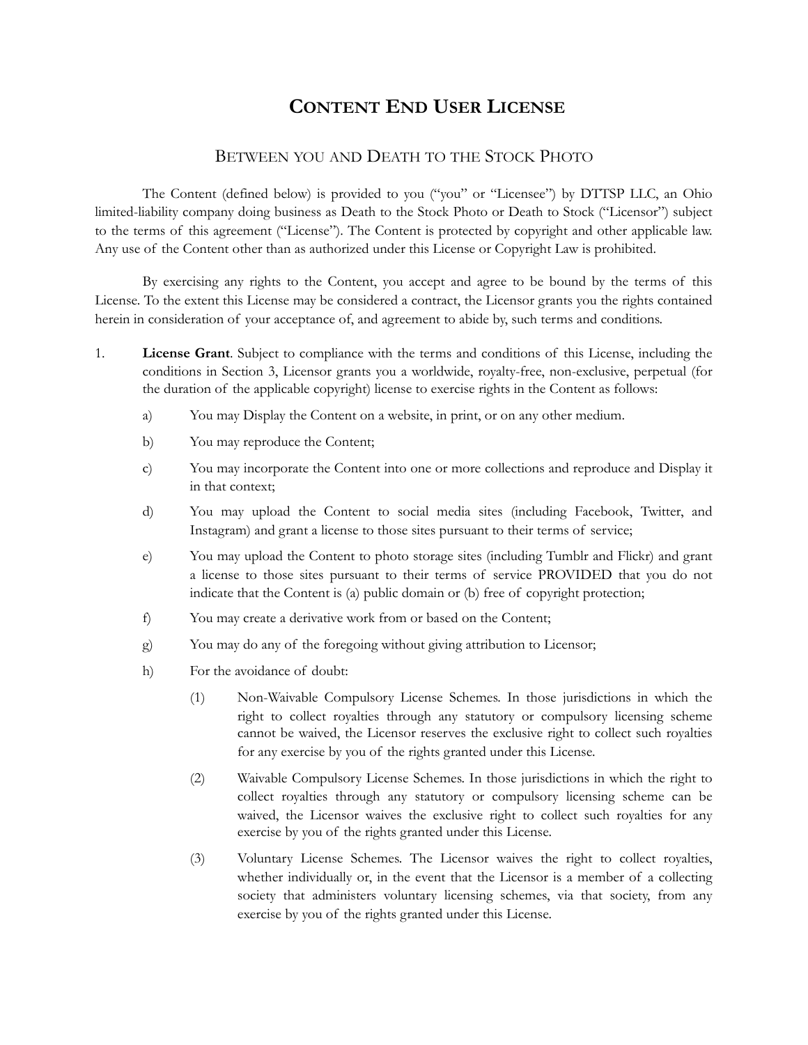# CONTENT END USER LICENSE

## BETWEEN YOU AND DEATH TO THE STOCK PHOTO

The Content (defined below) is provided to you ("you" or "Licensee") by DTTSP LLC, an Ohio limited-liability company doing business as Death to the Stock Photo or Death to Stock ("Licensor") subject to the terms of this agreement ("License"). The Content is protected by copyright and other applicable law. Any use of the Content other than as authorized under this License or Copyright Law is prohibited.

By exercising any rights to the Content, you accept and agree to be bound by the terms of this License. To the extent this License may be considered a contract, the Licensor grants you the rights contained herein in consideration of your acceptance of, and agreement to abide by, such terms and conditions.

1. **License Grant**. Subject to compliance with the terms and conditions of this License, including the conditions in Section 3, Licensor grants you a worldwide, royalty-free, non-exclusive, perpetual (for the duration of the applicable copyright) license to exercise rights in the Content as follows:

   a) You may Display the Content on a website, in print, or on any other medium.

   b) You may reproduce the Content;

   c) You may incorporate the Content into one or more collections and reproduce and Display it in that context;

   d) You may upload the Content to social media sites (including Facebook, Twitter, and Instagram) and grant a license to those sites pursuant to their terms of service;

   e) You may upload the Content to photo storage sites (including Tumblr and Flickr) and grant a license to those sites pursuant to their terms of service PROVIDED that you do not indicate that the Content is (a) public domain or (b) free of copyright protection;

   f) You may create a derivative work from or based on the Content;

   g) You may do any of the foregoing without giving attribution to Licensor;

   h) For the avoidance of doubt:

      (1) Non-Waivable Compulsory License Schemes. In those jurisdictions in which the right to collect royalties through any statutory or compulsory licensing scheme cannot be waived, the Licensor reserves the exclusive right to collect such royalties for any exercise by you of the rights granted under this License.

      (2) Waivable Compulsory License Schemes. In those jurisdictions in which the right to collect royalties through any statutory or compulsory licensing scheme can be waived, the Licensor waives the exclusive right to collect such royalties for any exercise by you of the rights granted under this License.

      (3) Voluntary License Schemes. The Licensor waives the right to collect royalties, whether individually or, in the event that the Licensor is a member of a collecting society that administers voluntary licensing schemes, via that society, from any exercise by you of the rights granted under this License.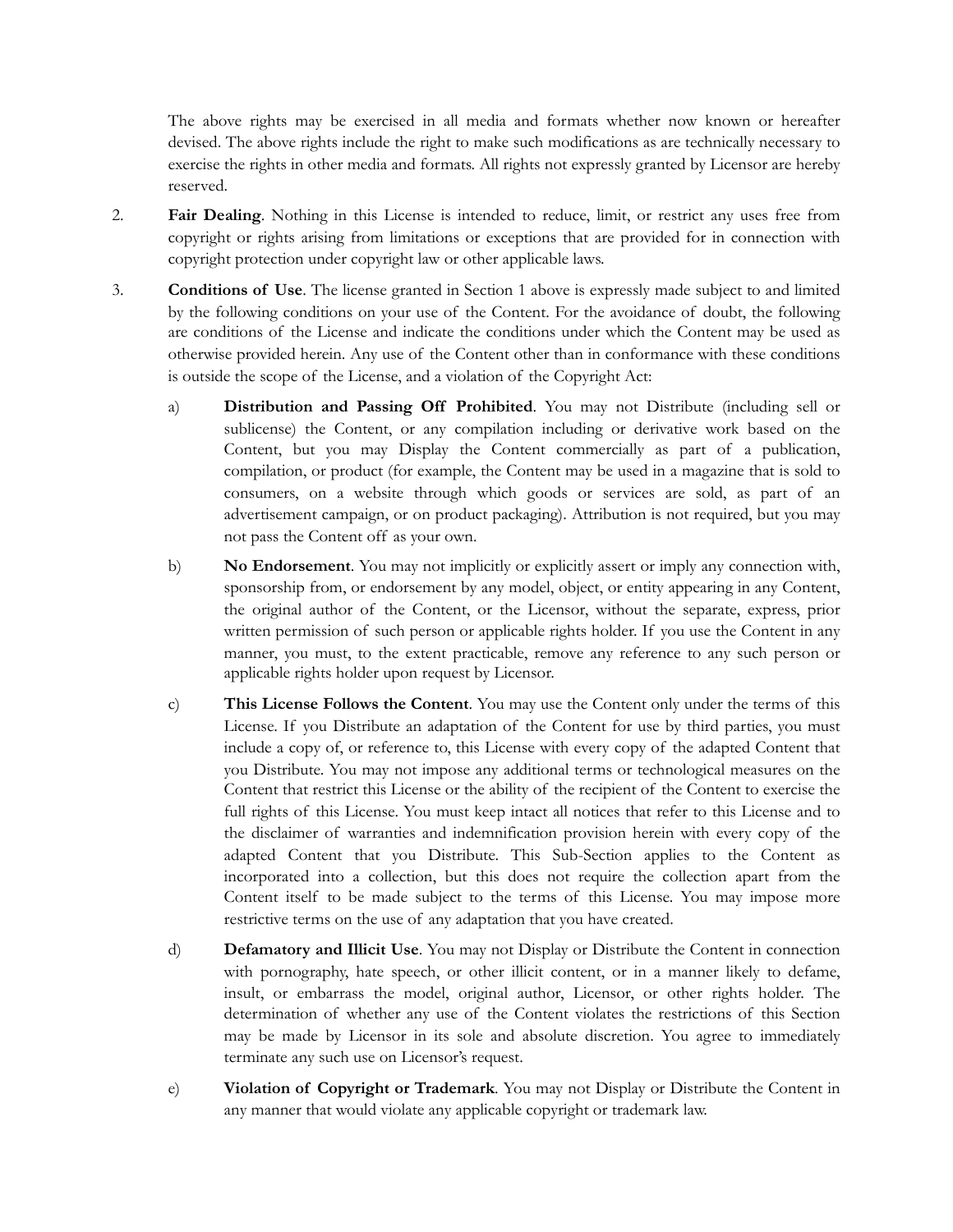The above rights may be exercised in all media and formats whether now known or hereafter devised. The above rights include the right to make such modifications as are technically necessary to exercise the rights in other media and formats. All rights not expressly granted by Licensor are hereby reserved.

2. **Fair Dealing**. Nothing in this License is intended to reduce, limit, or restrict any uses free from copyright or rights arising from limitations or exceptions that are provided for in connection with copyright protection under copyright law or other applicable laws.

3. **Conditions of Use**. The license granted in Section 1 above is expressly made subject to and limited by the following conditions on your use of the Content. For the avoidance of doubt, the following are conditions of the License and indicate the conditions under which the Content may be used as otherwise provided herein. Any use of the Content other than in conformance with these conditions is outside the scope of the License, and a violation of the Copyright Act:

   a) **Distribution and Passing Off Prohibited**. You may not Distribute (including sell or sublicense) the Content, or any compilation including or derivative work based on the Content, but you may Display the Content commercially as part of a publication, compilation, or product (for example, the Content may be used in a magazine that is sold to consumers, on a website through which goods or services are sold, as part of an advertisement campaign, or on product packaging). Attribution is not required, but you may not pass the Content off as your own.

   b) **No Endorsement**. You may not implicitly or explicitly assert or imply any connection with, sponsorship from, or endorsement by any model, object, or entity appearing in any Content, the original author of the Content, or the Licensor, without the separate, express, prior written permission of such person or applicable rights holder. If you use the Content in any manner, you must, to the extent practicable, remove any reference to any such person or applicable rights holder upon request by Licensor.

   c) **This License Follows the Content**. You may use the Content only under the terms of this License. If you Distribute an adaptation of the Content for use by third parties, you must include a copy of, or reference to, this License with every copy of the adapted Content that you Distribute. You may not impose any additional terms or technological measures on the Content that restrict this License or the ability of the recipient of the Content to exercise the full rights of this License. You must keep intact all notices that refer to this License and to the disclaimer of warranties and indemnification provision herein with every copy of the adapted Content that you Distribute. This Sub-Section applies to the Content as incorporated into a collection, but this does not require the collection apart from the Content itself to be made subject to the terms of this License. You may impose more restrictive terms on the use of any adaptation that you have created.

   d) **Defamatory and Illicit Use**. You may not Display or Distribute the Content in connection with pornography, hate speech, or other illicit content, or in a manner likely to defame, insult, or embarrass the model, original author, Licensor, or other rights holder. The determination of whether any use of the Content violates the restrictions of this Section may be made by Licensor in its sole and absolute discretion. You agree to immediately terminate any such use on Licensor's request.

   e) **Violation of Copyright or Trademark**. You may not Display or Distribute the Content in any manner that would violate any applicable copyright or trademark law.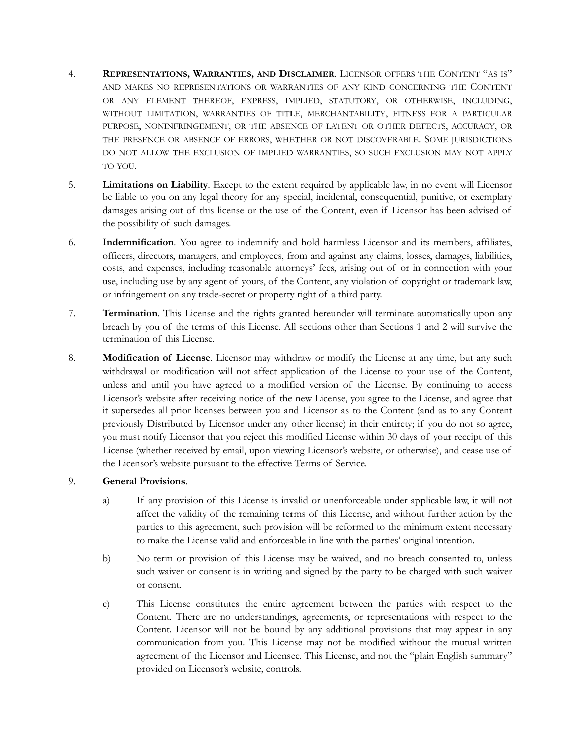4. **Representations, Warranties, and Disclaimer**. Licensor offers the Content "as is" and makes no representations or warranties of any kind concerning the Content or any element thereof, express, implied, statutory, or otherwise, including, without limitation, warranties of title, merchantability, fitness for a particular purpose, noninfringement, or the absence of latent or other defects, accuracy, or the presence or absence of errors, whether or not discoverable. Some jurisdictions do not allow the exclusion of implied warranties, so such exclusion may not apply to you.

5. **Limitations on Liability**. Except to the extent required by applicable law, in no event will Licensor be liable to you on any legal theory for any special, incidental, consequential, punitive, or exemplary damages arising out of this license or the use of the Content, even if Licensor has been advised of the possibility of such damages.

6. **Indemnification**. You agree to indemnify and hold harmless Licensor and its members, affiliates, officers, directors, managers, and employees, from and against any claims, losses, damages, liabilities, costs, and expenses, including reasonable attorneys' fees, arising out of or in connection with your use, including use by any agent of yours, of the Content, any violation of copyright or trademark law, or infringement on any trade-secret or property right of a third party.

7. **Termination**. This License and the rights granted hereunder will terminate automatically upon any breach by you of the terms of this License. All sections other than Sections 1 and 2 will survive the termination of this License.

8. **Modification of License**. Licensor may withdraw or modify the License at any time, but any such withdrawal or modification will not affect application of the License to your use of the Content, unless and until you have agreed to a modified version of the License. By continuing to access Licensor's website after receiving notice of the new License, you agree to the License, and agree that it supersedes all prior licenses between you and Licensor as to the Content (and as to any Content previously Distributed by Licensor under any other license) in their entirety; if you do not so agree, you must notify Licensor that you reject this modified License within 30 days of your receipt of this License (whether received by email, upon viewing Licensor's website, or otherwise), and cease use of the Licensor's website pursuant to the effective Terms of Service.

9. **General Provisions**.

   a) If any provision of this License is invalid or unenforceable under applicable law, it will not affect the validity of the remaining terms of this License, and without further action by the parties to this agreement, such provision will be reformed to the minimum extent necessary to make the License valid and enforceable in line with the parties' original intention.

   b) No term or provision of this License may be waived, and no breach consented to, unless such waiver or consent is in writing and signed by the party to be charged with such waiver or consent.

   c) This License constitutes the entire agreement between the parties with respect to the Content. There are no understandings, agreements, or representations with respect to the Content. Licensor will not be bound by any additional provisions that may appear in any communication from you. This License may not be modified without the mutual written agreement of the Licensor and Licensee. This License, and not the "plain English summary" provided on Licensor's website, controls.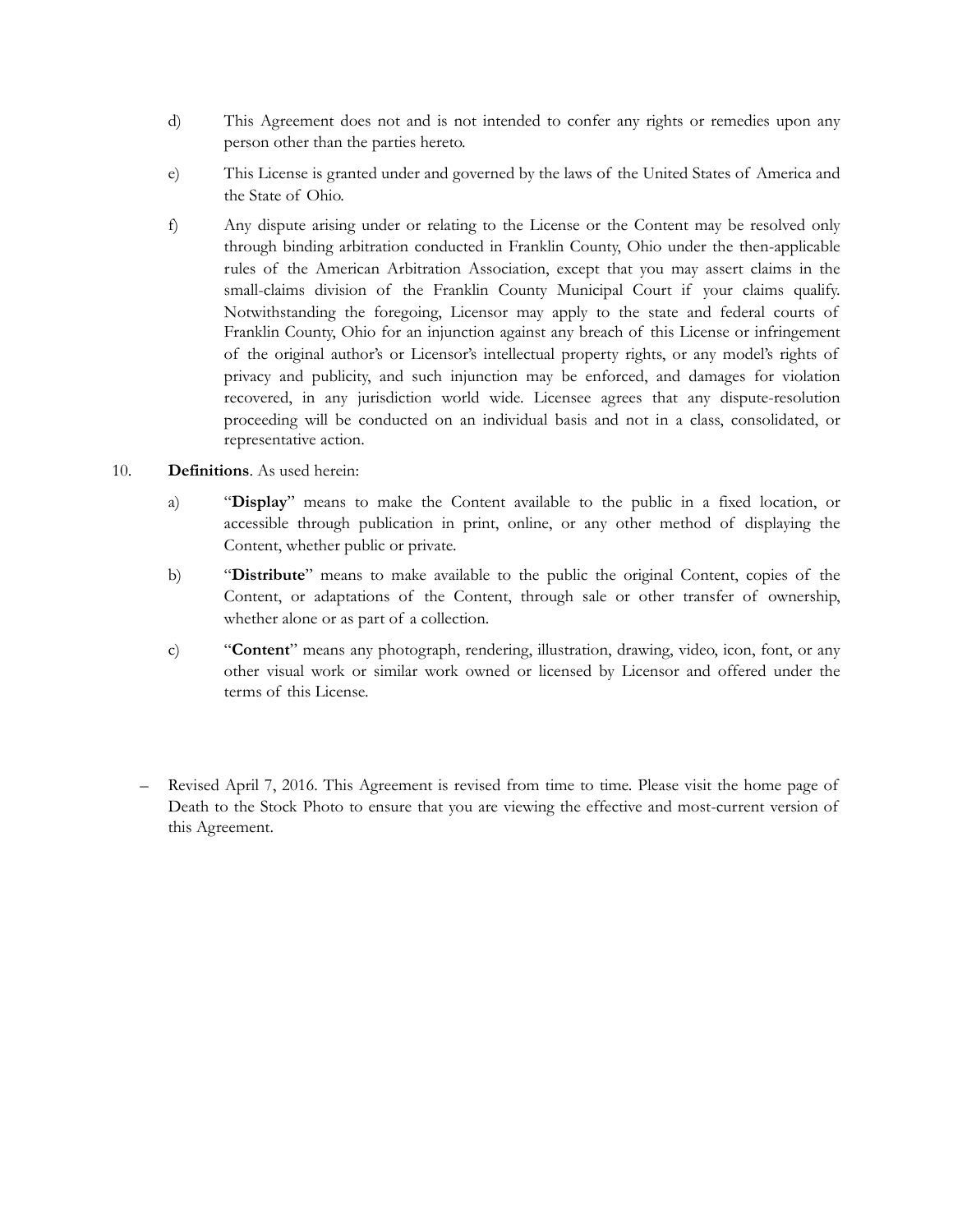d) This Agreement does not and is not intended to confer any rights or remedies upon any person other than the parties hereto.

e) This License is granted under and governed by the laws of the United States of America and the State of Ohio.

f) Any dispute arising under or relating to the License or the Content may be resolved only through binding arbitration conducted in Franklin County, Ohio under the then-applicable rules of the American Arbitration Association, except that you may assert claims in the small-claims division of the Franklin County Municipal Court if your claims qualify. Notwithstanding the foregoing, Licensor may apply to the state and federal courts of Franklin County, Ohio for an injunction against any breach of this License or infringement of the original author's or Licensor's intellectual property rights, or any model's rights of privacy and publicity, and such injunction may be enforced, and damages for violation recovered, in any jurisdiction world wide. Licensee agrees that any dispute-resolution proceeding will be conducted on an individual basis and not in a class, consolidated, or representative action.

10. **Definitions**. As used herein:

a) "**Display**" means to make the Content available to the public in a fixed location, or accessible through publication in print, online, or any other method of displaying the Content, whether public or private.

b) "**Distribute**" means to make available to the public the original Content, copies of the Content, or adaptations of the Content, through sale or other transfer of ownership, whether alone or as part of a collection.

c) "**Content**" means any photograph, rendering, illustration, drawing, video, icon, font, or any other visual work or similar work owned or licensed by Licensor and offered under the terms of this License.

– Revised April 7, 2016. This Agreement is revised from time to time. Please visit the home page of Death to the Stock Photo to ensure that you are viewing the effective and most-current version of this Agreement.